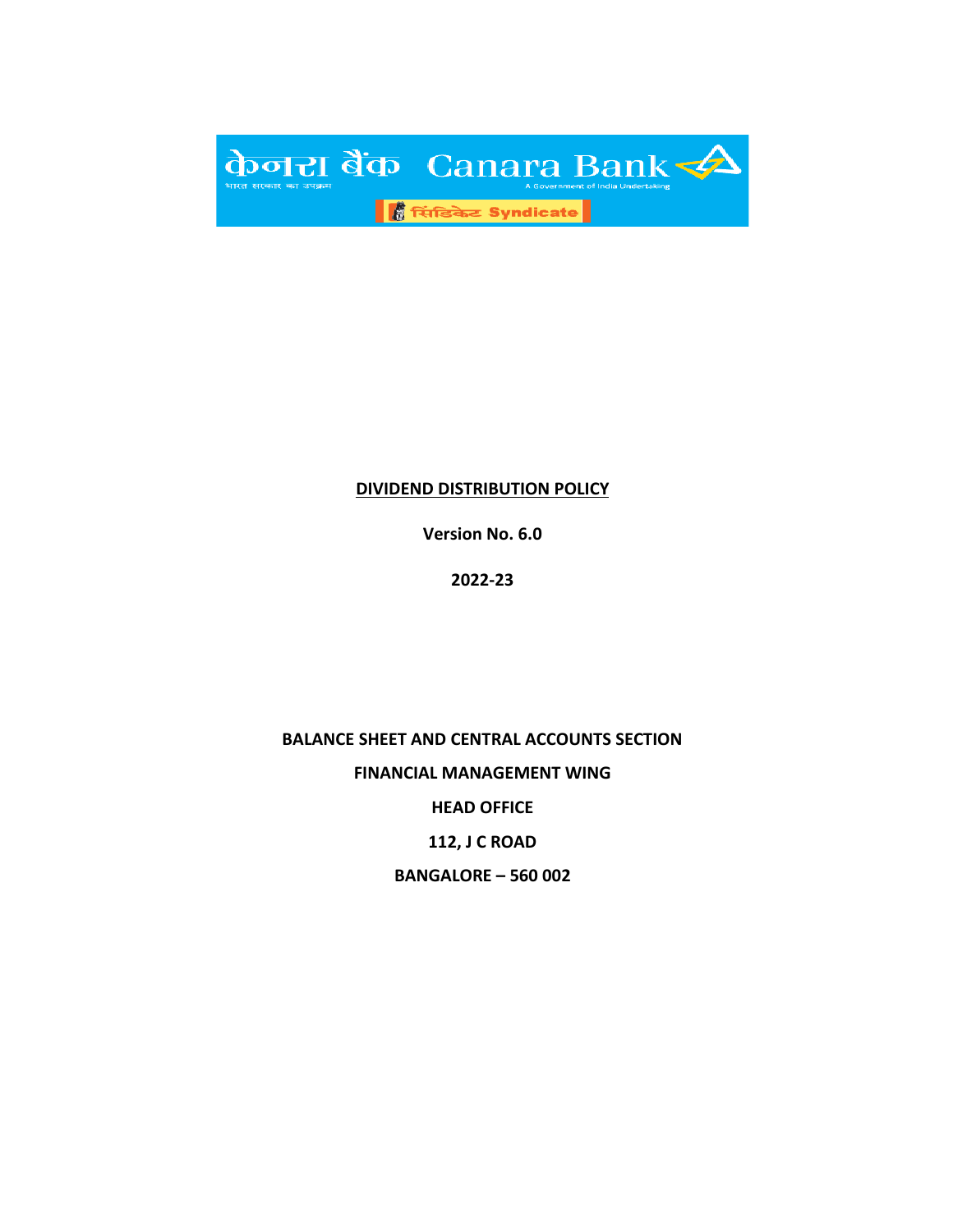केनरा बैंक Canara Bank

भारत सरकार का उपक्रम

A Government of India Undertaking

सिंडिकेट Syndicate

# DIVIDEND DISTRIBUTION POLICY

**Version No. 6.0**

**2022-23**

**BALANCE SHEET AND CENTRAL ACCOUNTS SECTION**

**FINANCIAL MANAGEMENT WING**

**HEAD OFFICE**

**112, J C ROAD**

**BANGALORE – 560 002**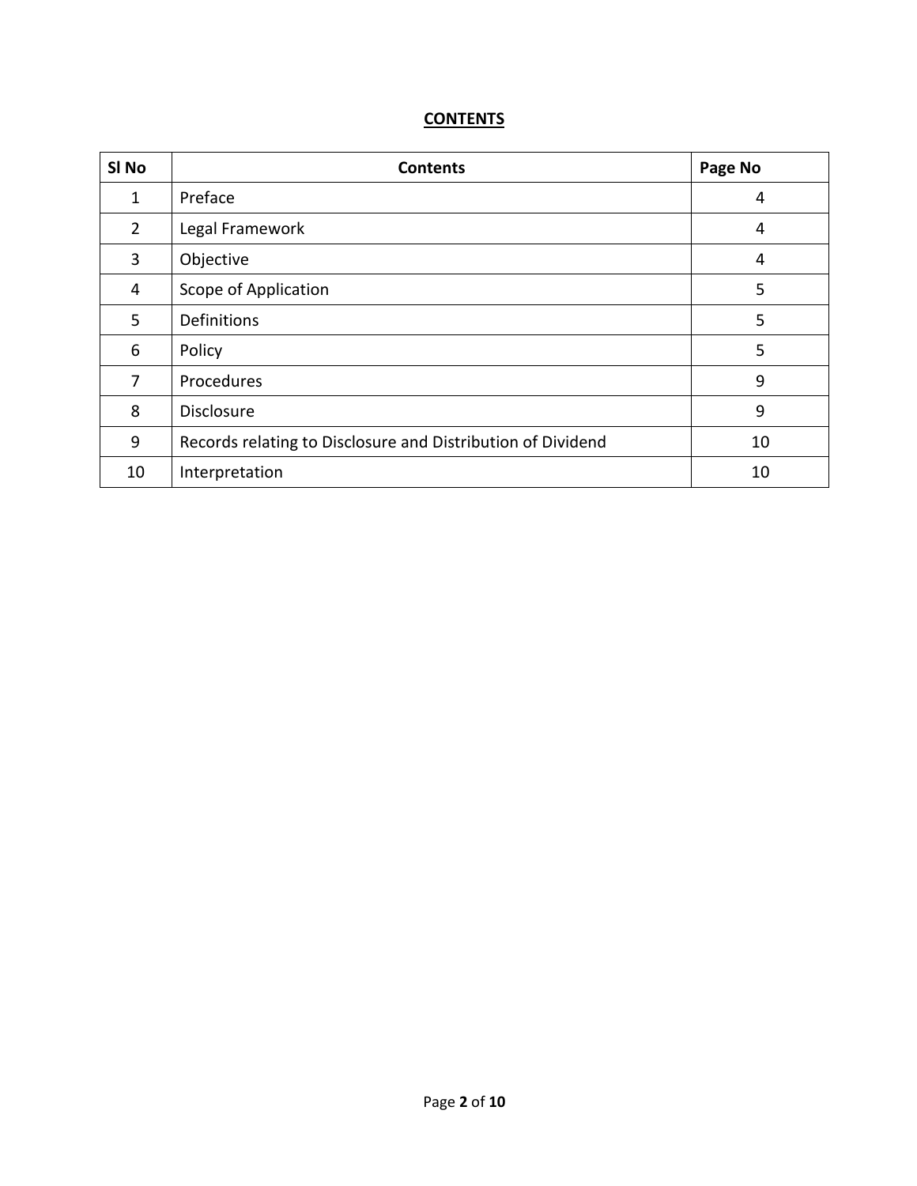# CONTENTS

| Sl No | Contents | Page No |
| --- | --- | --- |
| 1 | Preface | 4 |
| 2 | Legal Framework | 4 |
| 3 | Objective | 4 |
| 4 | Scope of Application | 5 |
| 5 | Definitions | 5 |
| 6 | Policy | 5 |
| 7 | Procedures | 9 |
| 8 | Disclosure | 9 |
| 9 | Records relating to Disclosure and Distribution of Dividend | 10 |
| 10 | Interpretation | 10 |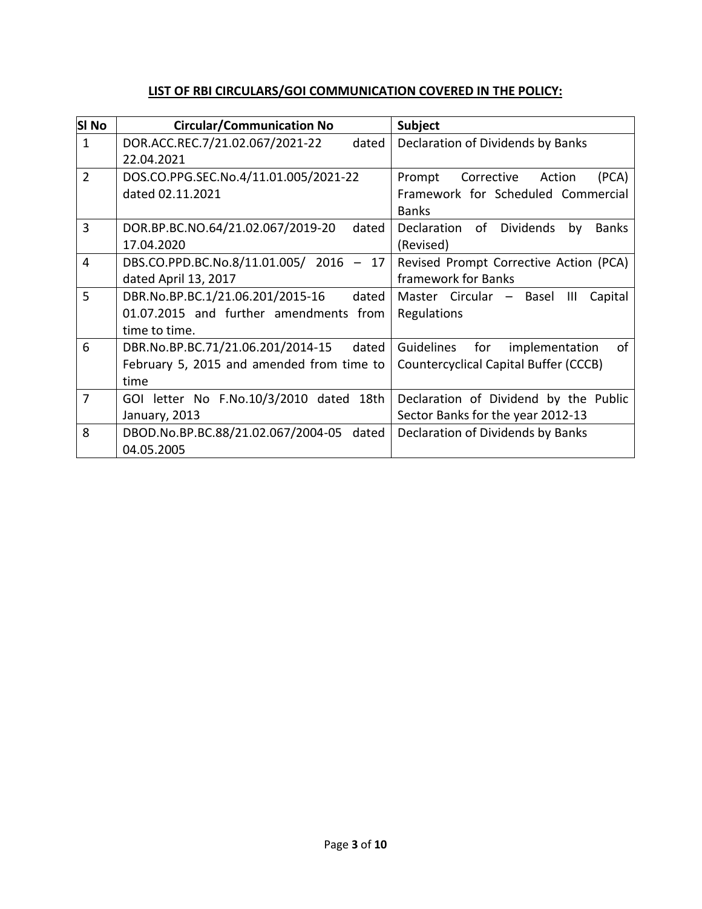## LIST OF RBI CIRCULARS/GOI COMMUNICATION COVERED IN THE POLICY:

| Sl No | Circular/Communication No | Subject |
|---|---|---|
| 1 | DOR.ACC.REC.7/21.02.067/2021-22 dated 22.04.2021 | Declaration of Dividends by Banks |
| 2 | DOS.CO.PPG.SEC.No.4/11.01.005/2021-22 dated 02.11.2021 | Prompt Corrective Action (PCA) Framework for Scheduled Commercial Banks |
| 3 | DOR.BP.BC.NO.64/21.02.067/2019-20 dated 17.04.2020 | Declaration of Dividends by Banks (Revised) |
| 4 | DBS.CO.PPD.BC.No.8/11.01.005/ 2016 – 17 dated April 13, 2017 | Revised Prompt Corrective Action (PCA) framework for Banks |
| 5 | DBR.No.BP.BC.1/21.06.201/2015-16 dated 01.07.2015 and further amendments from time to time. | Master Circular – Basel III Capital Regulations |
| 6 | DBR.No.BP.BC.71/21.06.201/2014-15 dated February 5, 2015 and amended from time to time | Guidelines for implementation of Countercyclical Capital Buffer (CCCB) |
| 7 | GOI letter No F.No.10/3/2010 dated 18th January, 2013 | Declaration of Dividend by the Public Sector Banks for the year 2012-13 |
| 8 | DBOD.No.BP.BC.88/21.02.067/2004-05 dated 04.05.2005 | Declaration of Dividends by Banks |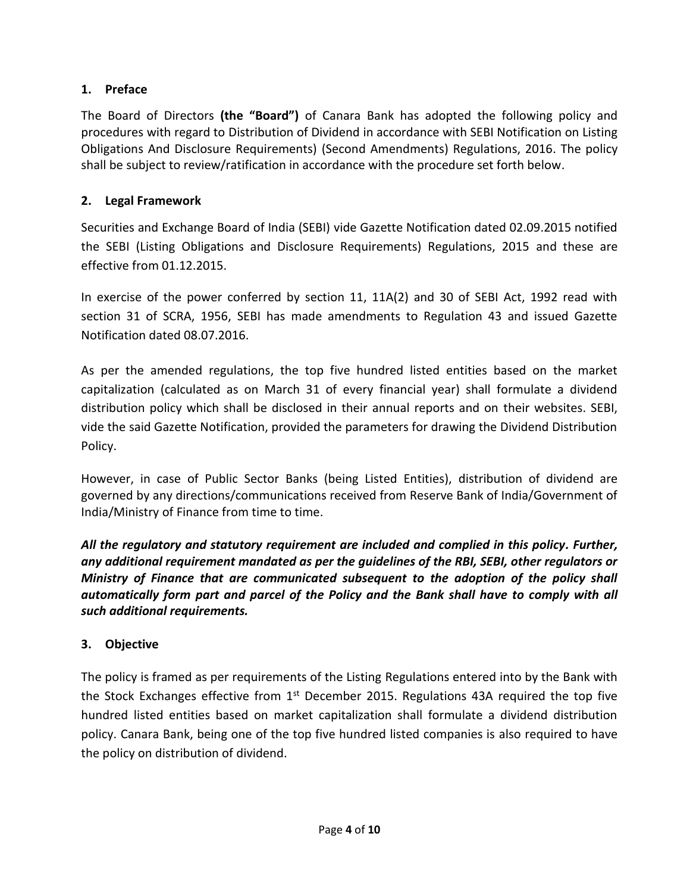## 1. Preface

The Board of Directors **(the "Board")** of Canara Bank has adopted the following policy and procedures with regard to Distribution of Dividend in accordance with SEBI Notification on Listing Obligations And Disclosure Requirements) (Second Amendments) Regulations, 2016. The policy shall be subject to review/ratification in accordance with the procedure set forth below.

## 2. Legal Framework

Securities and Exchange Board of India (SEBI) vide Gazette Notification dated 02.09.2015 notified the SEBI (Listing Obligations and Disclosure Requirements) Regulations, 2015 and these are effective from 01.12.2015.

In exercise of the power conferred by section 11, 11A(2) and 30 of SEBI Act, 1992 read with section 31 of SCRA, 1956, SEBI has made amendments to Regulation 43 and issued Gazette Notification dated 08.07.2016.

As per the amended regulations, the top five hundred listed entities based on the market capitalization (calculated as on March 31 of every financial year) shall formulate a dividend distribution policy which shall be disclosed in their annual reports and on their websites. SEBI, vide the said Gazette Notification, provided the parameters for drawing the Dividend Distribution Policy.

However, in case of Public Sector Banks (being Listed Entities), distribution of dividend are governed by any directions/communications received from Reserve Bank of India/Government of India/Ministry of Finance from time to time.

***All the regulatory and statutory requirement are included and complied in this policy. Further, any additional requirement mandated as per the guidelines of the RBI, SEBI, other regulators or Ministry of Finance that are communicated subsequent to the adoption of the policy shall automatically form part and parcel of the Policy and the Bank shall have to comply with all such additional requirements.***

## 3. Objective

The policy is framed as per requirements of the Listing Regulations entered into by the Bank with the Stock Exchanges effective from 1st December 2015. Regulations 43A required the top five hundred listed entities based on market capitalization shall formulate a dividend distribution policy. Canara Bank, being one of the top five hundred listed companies is also required to have the policy on distribution of dividend.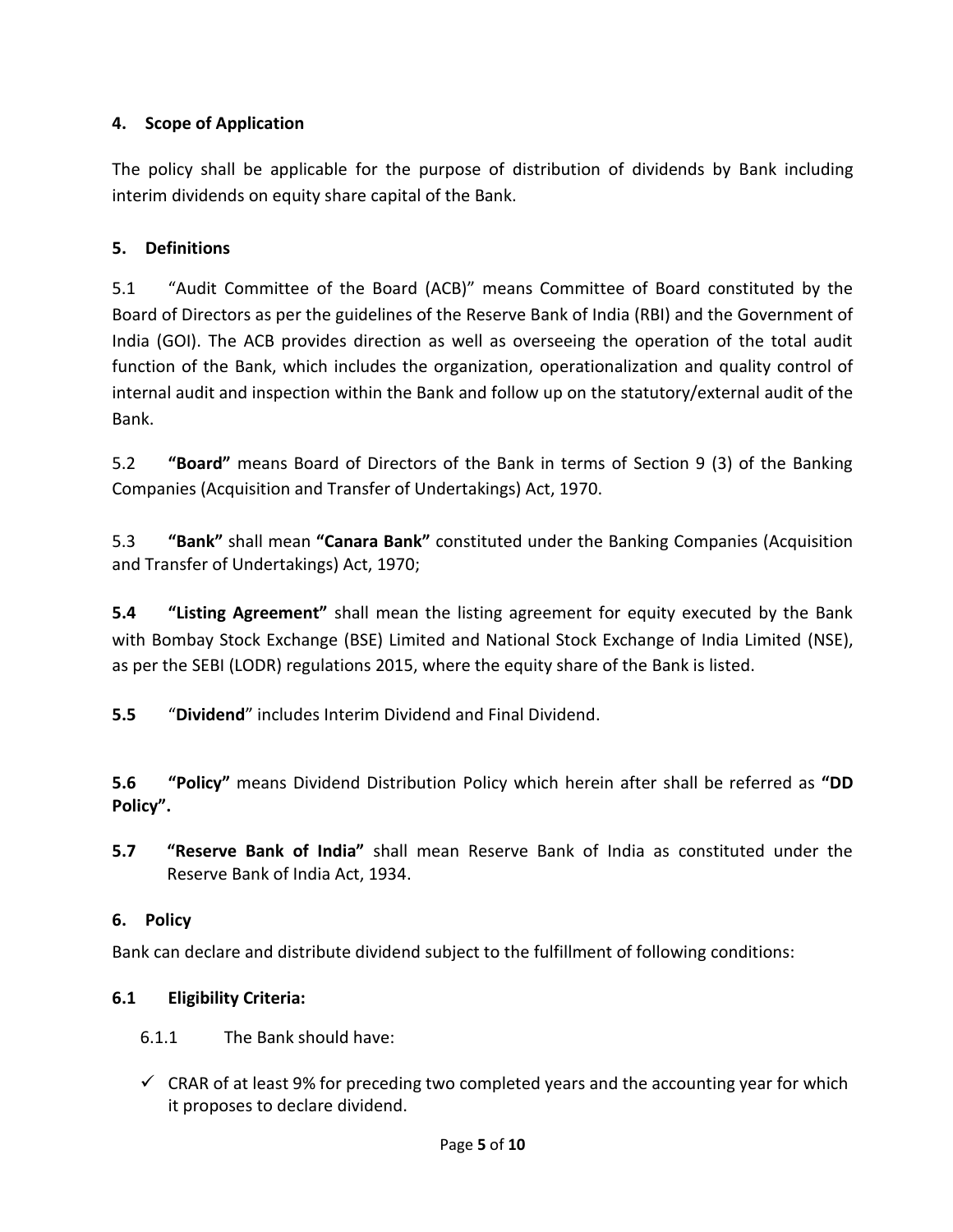## 4. Scope of Application

The policy shall be applicable for the purpose of distribution of dividends by Bank including interim dividends on equity share capital of the Bank.

## 5. Definitions

5.1 "Audit Committee of the Board (ACB)" means Committee of Board constituted by the Board of Directors as per the guidelines of the Reserve Bank of India (RBI) and the Government of India (GOI). The ACB provides direction as well as overseeing the operation of the total audit function of the Bank, which includes the organization, operationalization and quality control of internal audit and inspection within the Bank and follow up on the statutory/external audit of the Bank.

5.2 **"Board"** means Board of Directors of the Bank in terms of Section 9 (3) of the Banking Companies (Acquisition and Transfer of Undertakings) Act, 1970.

5.3 **"Bank"** shall mean **"Canara Bank"** constituted under the Banking Companies (Acquisition and Transfer of Undertakings) Act, 1970;

**5.4** **"Listing Agreement"** shall mean the listing agreement for equity executed by the Bank with Bombay Stock Exchange (BSE) Limited and National Stock Exchange of India Limited (NSE), as per the SEBI (LODR) regulations 2015, where the equity share of the Bank is listed.

**5.5** "**Dividend**" includes Interim Dividend and Final Dividend.

**5.6** **"Policy"** means Dividend Distribution Policy which herein after shall be referred as **"DD Policy".**

**5.7** **"Reserve Bank of India"** shall mean Reserve Bank of India as constituted under the Reserve Bank of India Act, 1934.

## 6. Policy

Bank can declare and distribute dividend subject to the fulfillment of following conditions:

### 6.1 Eligibility Criteria:

6.1.1 The Bank should have:

- ✓ CRAR of at least 9% for preceding two completed years and the accounting year for which it proposes to declare dividend.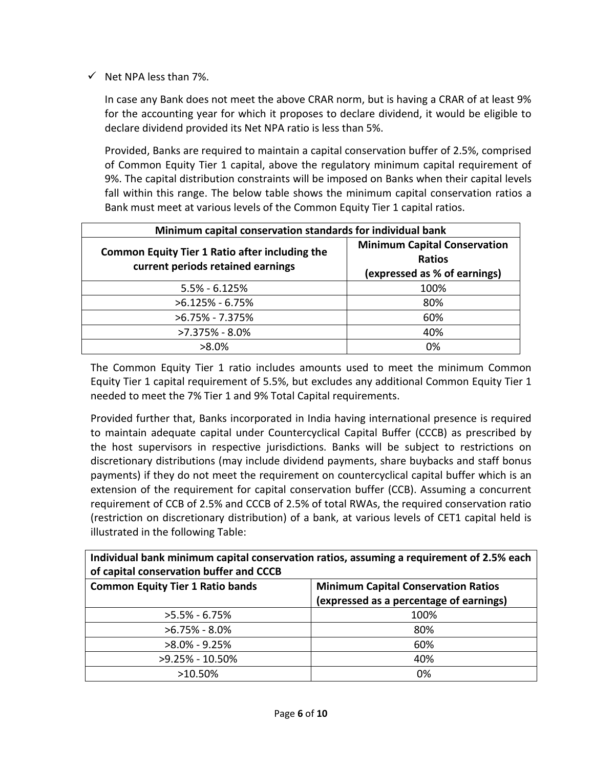- ✓ Net NPA less than 7%.

  In case any Bank does not meet the above CRAR norm, but is having a CRAR of at least 9% for the accounting year for which it proposes to declare dividend, it would be eligible to declare dividend provided its Net NPA ratio is less than 5%.

  Provided, Banks are required to maintain a capital conservation buffer of 2.5%, comprised of Common Equity Tier 1 capital, above the regulatory minimum capital requirement of 9%. The capital distribution constraints will be imposed on Banks when their capital levels fall within this range. The below table shows the minimum capital conservation ratios a Bank must meet at various levels of the Common Equity Tier 1 capital ratios.

| **Minimum capital conservation standards for individual bank** | |
|---|---|
| **Common Equity Tier 1 Ratio after including the current periods retained earnings** | **Minimum Capital Conservation Ratios (expressed as % of earnings)** |
| 5.5% - 6.125% | 100% |
| >6.125% - 6.75% | 80% |
| >6.75% - 7.375% | 60% |
| >7.375% - 8.0% | 40% |
| >8.0% | 0% |

The Common Equity Tier 1 ratio includes amounts used to meet the minimum Common Equity Tier 1 capital requirement of 5.5%, but excludes any additional Common Equity Tier 1 needed to meet the 7% Tier 1 and 9% Total Capital requirements.

Provided further that, Banks incorporated in India having international presence is required to maintain adequate capital under Countercyclical Capital Buffer (CCCB) as prescribed by the host supervisors in respective jurisdictions. Banks will be subject to restrictions on discretionary distributions (may include dividend payments, share buybacks and staff bonus payments) if they do not meet the requirement on countercyclical capital buffer which is an extension of the requirement for capital conservation buffer (CCB). Assuming a concurrent requirement of CCB of 2.5% and CCCB of 2.5% of total RWAs, the required conservation ratio (restriction on discretionary distribution) of a bank, at various levels of CET1 capital held is illustrated in the following Table:

| **Individual bank minimum capital conservation ratios, assuming a requirement of 2.5% each of capital conservation buffer and CCCB** | |
|---|---|
| **Common Equity Tier 1 Ratio bands** | **Minimum Capital Conservation Ratios (expressed as a percentage of earnings)** |
| >5.5% - 6.75% | 100% |
| >6.75% - 8.0% | 80% |
| >8.0% - 9.25% | 60% |
| >9.25% - 10.50% | 40% |
| >10.50% | 0% |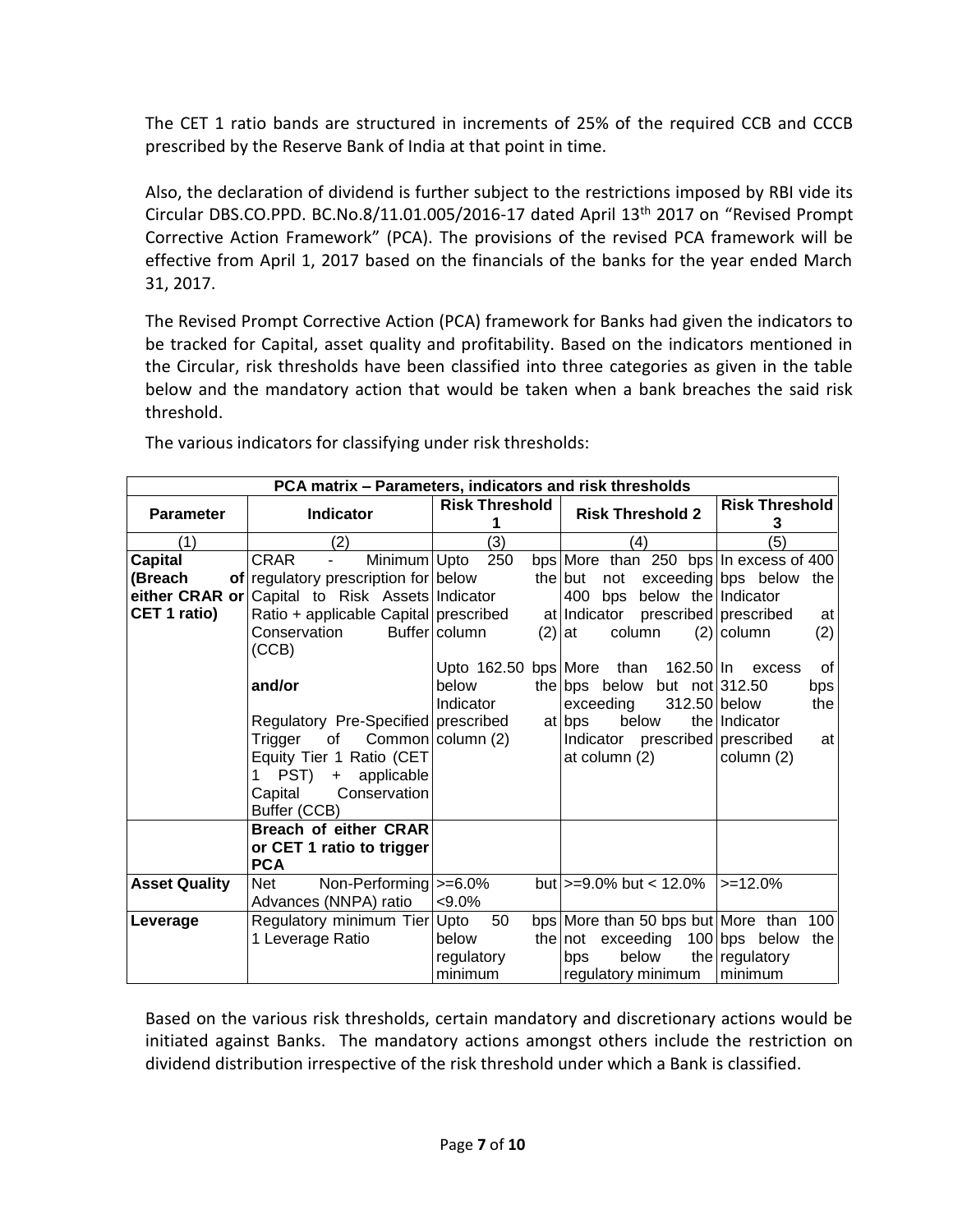The CET 1 ratio bands are structured in increments of 25% of the required CCB and CCCB prescribed by the Reserve Bank of India at that point in time.

Also, the declaration of dividend is further subject to the restrictions imposed by RBI vide its Circular DBS.CO.PPD. BC.No.8/11.01.005/2016-17 dated April 13th 2017 on "Revised Prompt Corrective Action Framework" (PCA). The provisions of the revised PCA framework will be effective from April 1, 2017 based on the financials of the banks for the year ended March 31, 2017.

The Revised Prompt Corrective Action (PCA) framework for Banks had given the indicators to be tracked for Capital, asset quality and profitability. Based on the indicators mentioned in the Circular, risk thresholds have been classified into three categories as given in the table below and the mandatory action that would be taken when a bank breaches the said risk threshold.

The various indicators for classifying under risk thresholds:

| PCA matrix – Parameters, indicators and risk thresholds | | | | |
|---|---|---|---|---|
| **Parameter** | **Indicator** | **Risk Threshold 1** | **Risk Threshold 2** | **Risk Threshold 3** |
| (1) | (2) | (3) | (4) | (5) |
| **Capital (Breach of either CRAR or CET 1 ratio)** | CRAR - Minimum regulatory prescription for Capital to Risk Assets Ratio + applicable Capital Conservation Buffer (CCB) | Upto 250 bps below the Indicator prescribed at column (2) | More than 250 bps but not exceeding 400 bps below the Indicator prescribed at column (2) | In excess of 400 bps below the Indicator prescribed at column (2) |
| | and/or<br>Regulatory Pre-Specified Trigger of Common Equity Tier 1 Ratio (CET 1 PST) + applicable Capital Conservation Buffer (CCB) | Upto 162.50 bps below the Indicator prescribed at column (2) | More than 162.50 bps below but not exceeding 312.50 bps below the Indicator prescribed at column (2) | In excess of 312.50 bps below the Indicator prescribed at column (2) |
| | **Breach of either CRAR or CET 1 ratio to trigger PCA** | | | |
| **Asset Quality** | Net Non-Performing Advances (NNPA) ratio | >=6.0% but <9.0% | >=9.0% but < 12.0% | >=12.0% |
| **Leverage** | Regulatory minimum Tier 1 Leverage Ratio | Upto 50 bps below the regulatory minimum | More than 50 bps but not exceeding 100 bps below the regulatory minimum | More than 100 bps below the regulatory minimum |

Based on the various risk thresholds, certain mandatory and discretionary actions would be initiated against Banks. The mandatory actions amongst others include the restriction on dividend distribution irrespective of the risk threshold under which a Bank is classified.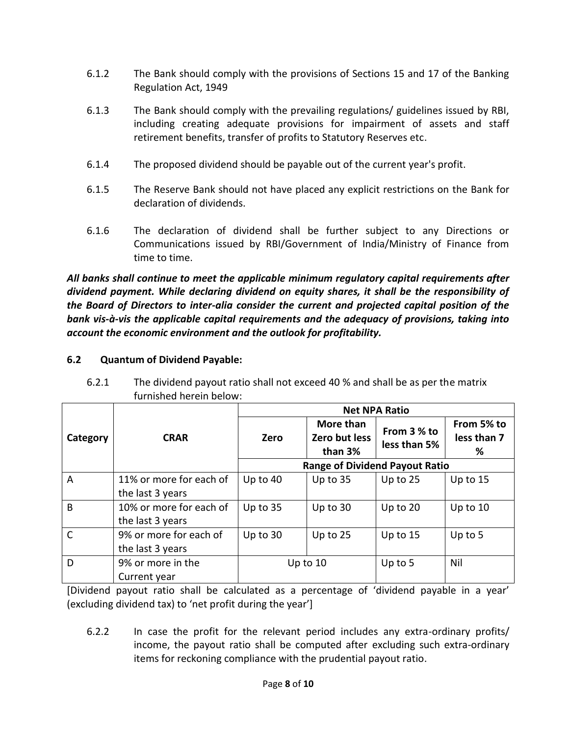6.1.2 The Bank should comply with the provisions of Sections 15 and 17 of the Banking Regulation Act, 1949

6.1.3 The Bank should comply with the prevailing regulations/ guidelines issued by RBI, including creating adequate provisions for impairment of assets and staff retirement benefits, transfer of profits to Statutory Reserves etc.

6.1.4 The proposed dividend should be payable out of the current year's profit.

6.1.5 The Reserve Bank should not have placed any explicit restrictions on the Bank for declaration of dividends.

6.1.6 The declaration of dividend shall be further subject to any Directions or Communications issued by RBI/Government of India/Ministry of Finance from time to time.

***All banks shall continue to meet the applicable minimum regulatory capital requirements after dividend payment. While declaring dividend on equity shares, it shall be the responsibility of the Board of Directors to inter-alia consider the current and projected capital position of the bank vis-à-vis the applicable capital requirements and the adequacy of provisions, taking into account the economic environment and the outlook for profitability.***

### 6.2 Quantum of Dividend Payable:

6.2.1 The dividend payout ratio shall not exceed 40 % and shall be as per the matrix furnished herein below:

| Category | CRAR | Net NPA Ratio | | | |
|---|---|---|---|---|---|
| | | Zero | More than Zero but less than 3% | From 3 % to less than 5% | From 5% to less than 7 % |
| | | Range of Dividend Payout Ratio | | | |
| A | 11% or more for each of the last 3 years | Up to 40 | Up to 35 | Up to 25 | Up to 15 |
| B | 10% or more for each of the last 3 years | Up to 35 | Up to 30 | Up to 20 | Up to 10 |
| C | 9% or more for each of the last 3 years | Up to 30 | Up to 25 | Up to 15 | Up to 5 |
| D | 9% or more in the Current year | Up to 10 | | Up to 5 | Nil |

[Dividend payout ratio shall be calculated as a percentage of 'dividend payable in a year' (excluding dividend tax) to 'net profit during the year']

6.2.2 In case the profit for the relevant period includes any extra-ordinary profits/ income, the payout ratio shall be computed after excluding such extra-ordinary items for reckoning compliance with the prudential payout ratio.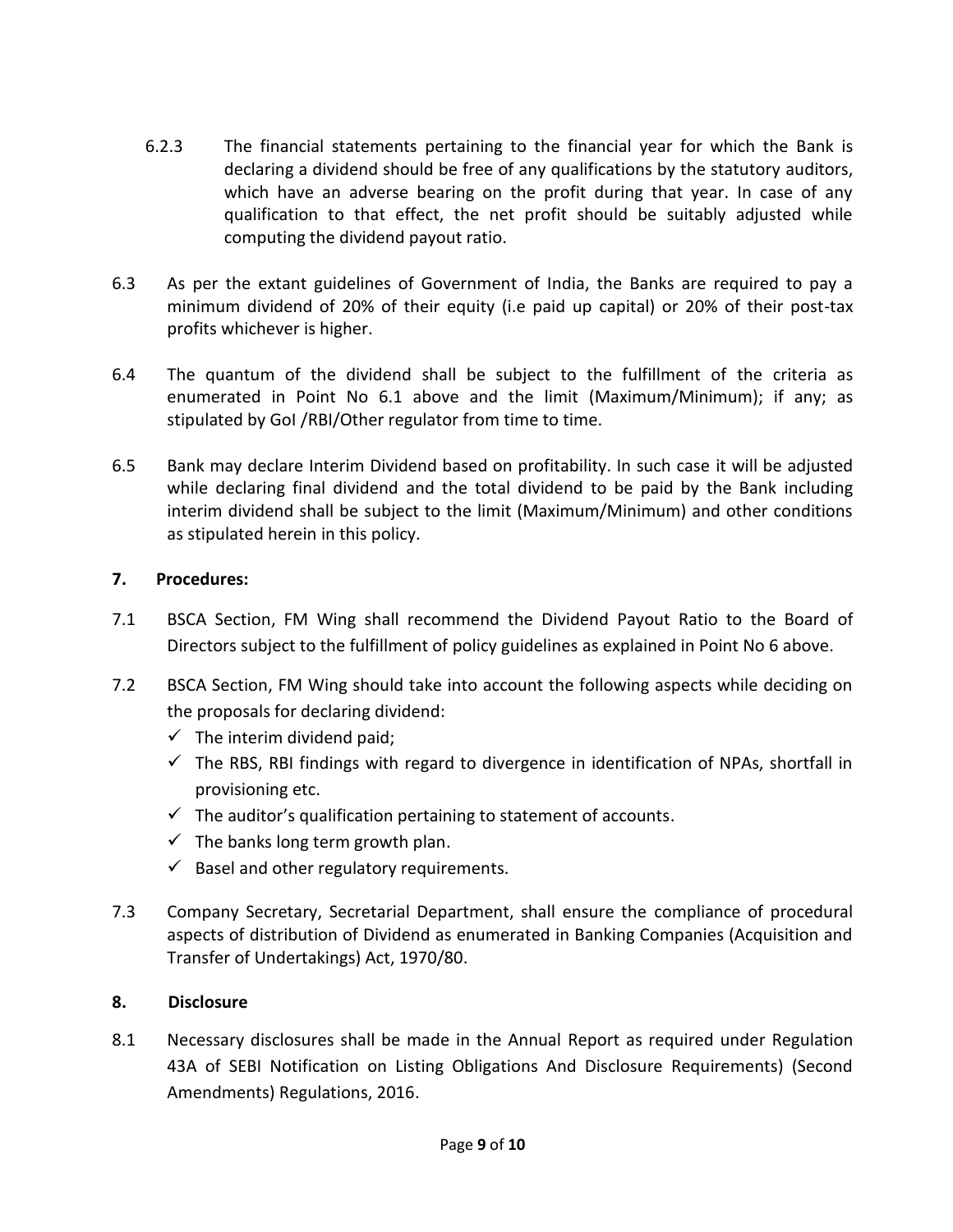6.2.3 The financial statements pertaining to the financial year for which the Bank is declaring a dividend should be free of any qualifications by the statutory auditors, which have an adverse bearing on the profit during that year. In case of any qualification to that effect, the net profit should be suitably adjusted while computing the dividend payout ratio.

6.3 As per the extant guidelines of Government of India, the Banks are required to pay a minimum dividend of 20% of their equity (i.e paid up capital) or 20% of their post-tax profits whichever is higher.

6.4 The quantum of the dividend shall be subject to the fulfillment of the criteria as enumerated in Point No 6.1 above and the limit (Maximum/Minimum); if any; as stipulated by GoI /RBI/Other regulator from time to time.

6.5 Bank may declare Interim Dividend based on profitability. In such case it will be adjusted while declaring final dividend and the total dividend to be paid by the Bank including interim dividend shall be subject to the limit (Maximum/Minimum) and other conditions as stipulated herein in this policy.

## 7. Procedures:

7.1 BSCA Section, FM Wing shall recommend the Dividend Payout Ratio to the Board of Directors subject to the fulfillment of policy guidelines as explained in Point No 6 above.

7.2 BSCA Section, FM Wing should take into account the following aspects while deciding on the proposals for declaring dividend:

- ✓ The interim dividend paid;
- ✓ The RBS, RBI findings with regard to divergence in identification of NPAs, shortfall in provisioning etc.
- ✓ The auditor's qualification pertaining to statement of accounts.
- ✓ The banks long term growth plan.
- ✓ Basel and other regulatory requirements.

7.3 Company Secretary, Secretarial Department, shall ensure the compliance of procedural aspects of distribution of Dividend as enumerated in Banking Companies (Acquisition and Transfer of Undertakings) Act, 1970/80.

## 8. Disclosure

8.1 Necessary disclosures shall be made in the Annual Report as required under Regulation 43A of SEBI Notification on Listing Obligations And Disclosure Requirements) (Second Amendments) Regulations, 2016.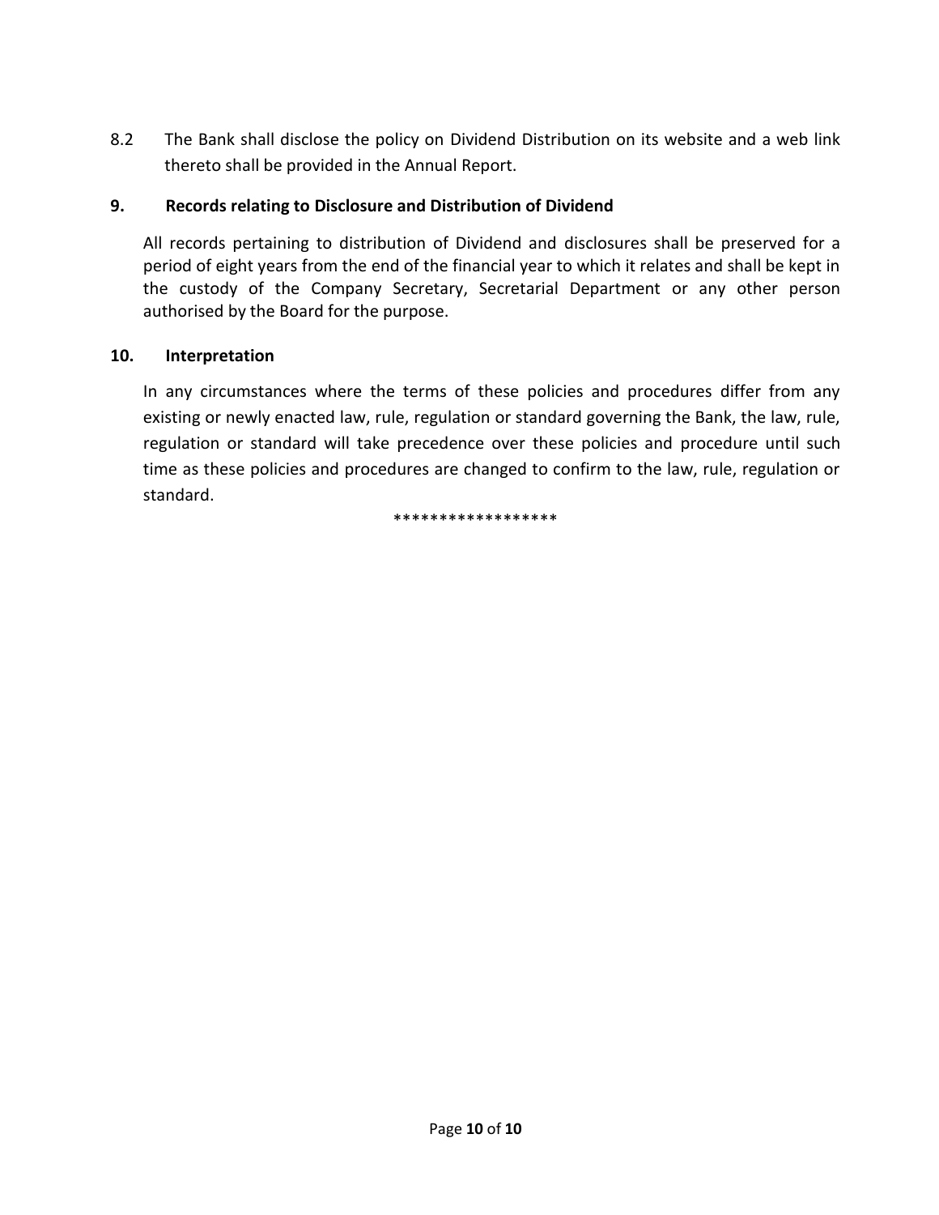8.2 The Bank shall disclose the policy on Dividend Distribution on its website and a web link thereto shall be provided in the Annual Report.

## 9. Records relating to Disclosure and Distribution of Dividend

All records pertaining to distribution of Dividend and disclosures shall be preserved for a period of eight years from the end of the financial year to which it relates and shall be kept in the custody of the Company Secretary, Secretarial Department or any other person authorised by the Board for the purpose.

## 10. Interpretation

In any circumstances where the terms of these policies and procedures differ from any existing or newly enacted law, rule, regulation or standard governing the Bank, the law, rule, regulation or standard will take precedence over these policies and procedure until such time as these policies and procedures are changed to confirm to the law, rule, regulation or standard.

******************